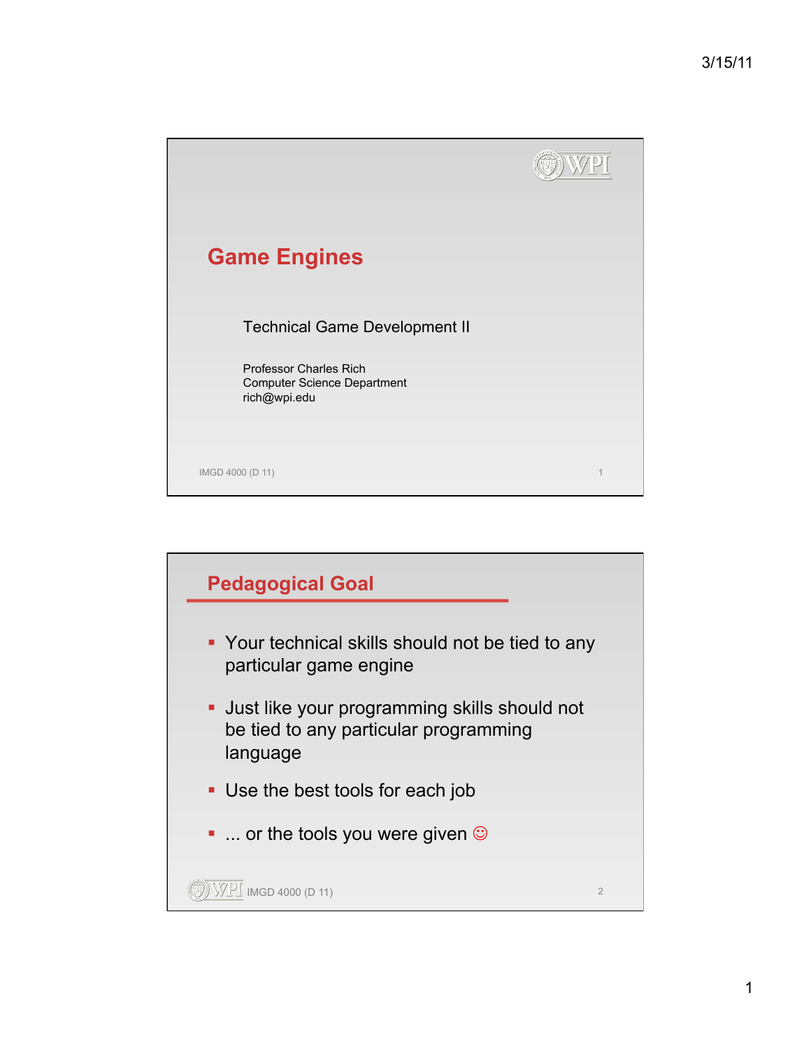# Game Engines

Technical Game Development II

Professor Charles Rich
Computer Science Department
rich@wpi.edu

IMGD 4000 (D 11)

## Pedagogical Goal

- Your technical skills should not be tied to any particular game engine
- Just like your programming skills should not be tied to any particular programming language
- Use the best tools for each job
- ... or the tools you were given ☺

IMGD 4000 (D 11)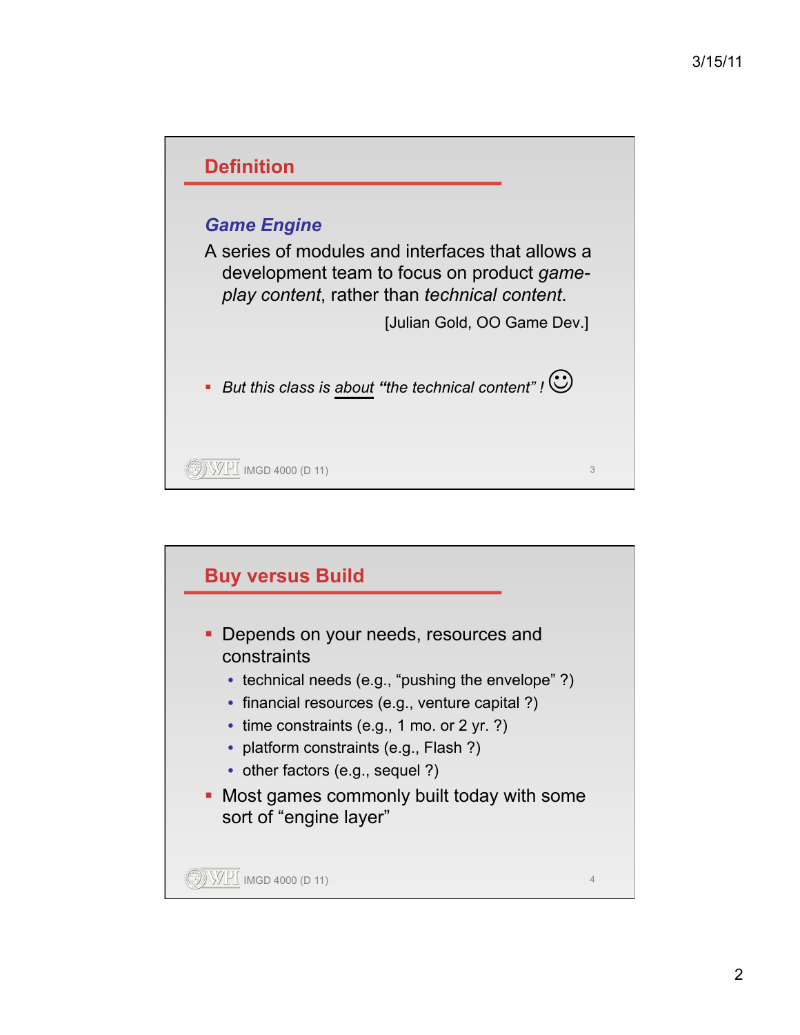## Definition

***Game Engine***

A series of modules and interfaces that allows a development team to focus on product *game-play content*, rather than *technical content*.

[Julian Gold, OO Game Dev.]

- *But this class is about "the technical content" !* ☺

## Buy versus Build

- Depends on your needs, resources and constraints
  - technical needs (e.g., "pushing the envelope" ?)
  - financial resources (e.g., venture capital ?)
  - time constraints (e.g., 1 mo. or 2 yr. ?)
  - platform constraints (e.g., Flash ?)
  - other factors (e.g., sequel ?)
- Most games commonly built today with some sort of "engine layer"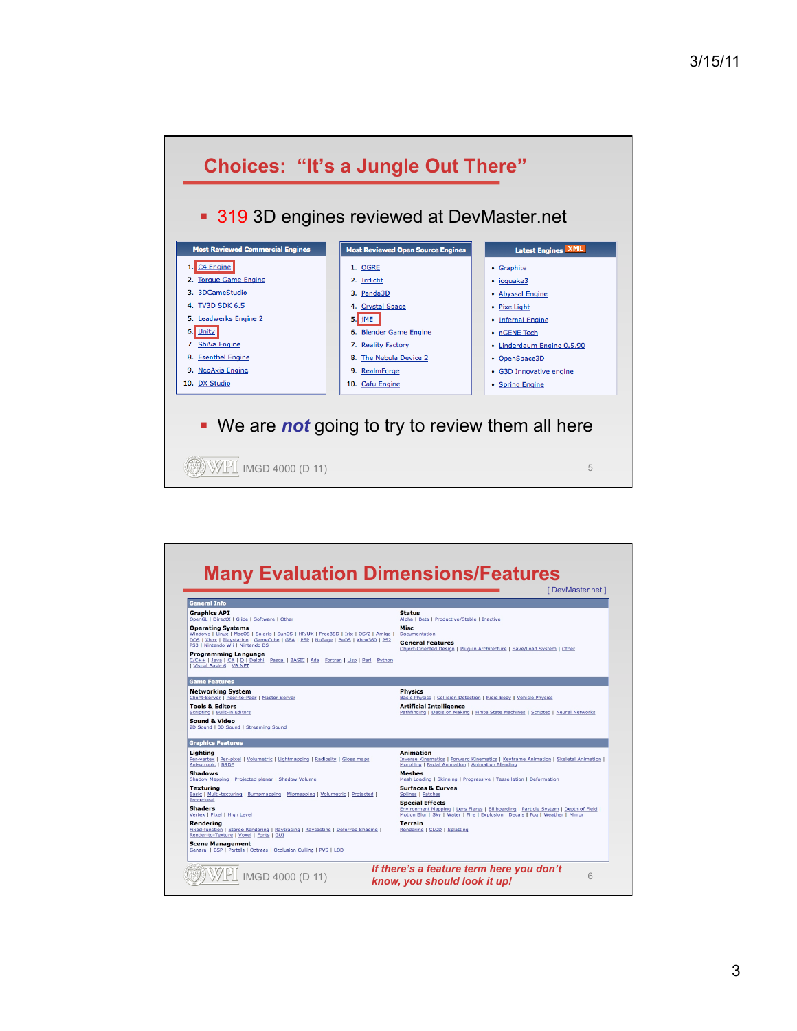## Choices: "It's a Jungle Out There"

- 319 3D engines reviewed at DevMaster.net

| Most Reviewed Commercial Engines | Most Reviewed Open Source Engines | Latest Engines XML |
| --- | --- | --- |
| 1. C4 Engine | 1. OGRE | • Graphite |
| 2. Torque Game Engine | 2. Irrlicht | • ioquake3 |
| 3. 3DGameStudio | 3. Panda3D | • Abyssal Engine |
| 4. TV3D SDK 6.5 | 4. Crystal Space | • PixelLight |
| 5. Leadwerks Engine 2 | 5. jME | • Infernal Engine |
| 6. Unity | 6. Blender Game Engine | • nGENE Tech |
| 7. ShiVa Engine | 7. Reality Factory | • Linderdaum Engine 0.5.90 |
| 8. Esenthel Engine | 8. The Nebula Device 2 | • OpenSpace3D |
| 9. NeoAxis Engine | 9. RealmForge | • G3D Innovative engine |
| 10. DX Studio | 10. Cafu Engine | • Spring Engine |

- We are *not* going to try to review them all here

IMGD 4000 (D 11)

## Many Evaluation Dimensions/Features

[ DevMaster.net ]

**General Info**

**Graphics API**
OpenGL | DirectX | Glide | Software | Other

**Operating Systems**
Windows | Linux | MacOS | Solaris | SunOS | HP/UX | FreeBSD | Irix | OS/2 | Amiga | DOS | Xbox | Playstation | GameCube | GBA | PSP | N-Gage | BeOS | Xbox360 | PS2 | PS3 | Nintendo Wii | Nintendo DS

**Programming Language**
C/C++ | Java | C# | D | Delphi | Pascal | BASIC | Ada | Fortran | Lisp | Perl | Python | Visual Basic 6 | VB.NET

**Status**
Alpha | Beta | Productive/Stable | Inactive

**Misc**
Documentation

**General Features**
Object-Oriented Design | Plug-in Architecture | Save/Load System | Other

**Game Features**

**Networking System**
Client-Server | Peer-to-Peer | Master Server

**Tools & Editors**
Scripting | Built-in Editors

**Sound & Video**
2D Sound | 3D Sound | Streaming Sound

**Physics**
Basic Physics | Collision Detection | Rigid Body | Vehicle Physics

**Artificial Intelligence**
Pathfinding | Decision Making | Finite State Machines | Scripted | Neural Networks

**Graphics Features**

**Lighting**
Per-vertex | Per-pixel | Volumetric | Lightmapping | Radiosity | Gloss maps | Anisotropic | BRDF

**Shadows**
Shadow Mapping | Projected planar | Shadow Volume

**Texturing**
Basic | Multi-texturing | Bumpmapping | Mipmapping | Volumetric | Projected | Procedural

**Shaders**
Vertex | Pixel | High Level

**Rendering**
Fixed-function | Stereo Rendering | Raytracing | Raycasting | Deferred Shading | Render-to-Texture | Voxel | Fonts | GUI

**Scene Management**
General | BSP | Portals | Octrees | Occlusion Culling | PVS | LOD

**Animation**
Inverse Kinematics | Forward Kinematics | Keyframe Animation | Skeletal Animation | Morphing | Facial Animation | Animation Blending

**Meshes**
Mesh Loading | Skinning | Progressive | Tessellation | Deformation

**Surfaces & Curves**
Splines | Patches

**Special Effects**
Environment Mapping | Lens Flares | Billboarding | Particle System | Depth of Field | Motion Blur | Sky | Water | Fire | Explosion | Decals | Fog | Weather | Mirror

**Terrain**
Rendering | CLOD | Splatting

IMGD 4000 (D 11)

*If there's a feature term here you don't know, you should look it up!*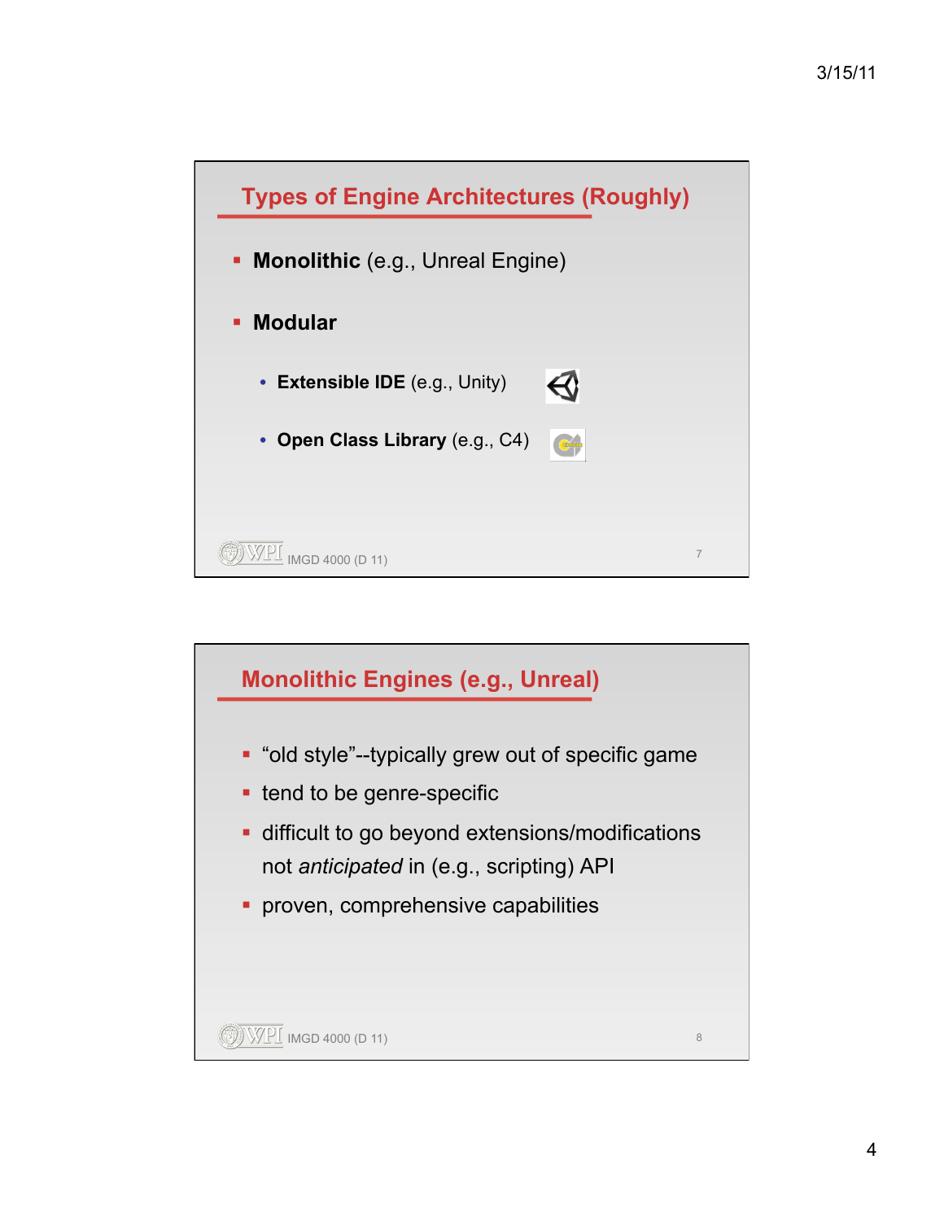## Types of Engine Architectures (Roughly)

- **Monolithic** (e.g., Unreal Engine)
- **Modular**
  - **Extensible IDE** (e.g., Unity)
  - **Open Class Library** (e.g., C4)

## Monolithic Engines (e.g., Unreal)

- "old style"--typically grew out of specific game
- tend to be genre-specific
- difficult to go beyond extensions/modifications not *anticipated* in (e.g., scripting) API
- proven, comprehensive capabilities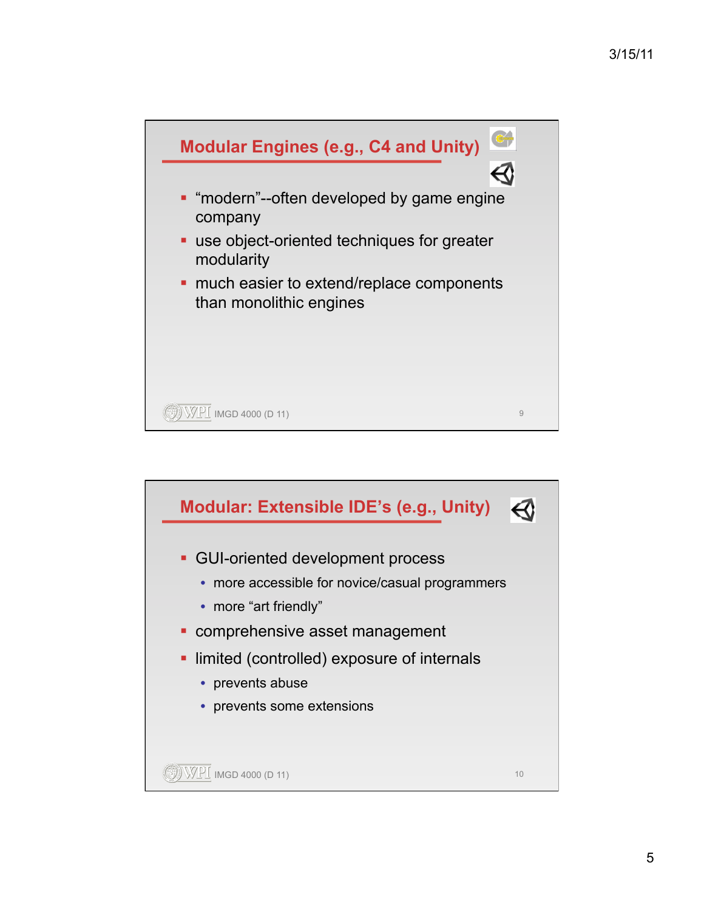## Modular Engines (e.g., C4 and Unity)

- "modern"--often developed by game engine company
- use object-oriented techniques for greater modularity
- much easier to extend/replace components than monolithic engines

## Modular: Extensible IDE's (e.g., Unity)

- GUI-oriented development process
  - more accessible for novice/casual programmers
  - more "art friendly"
- comprehensive asset management
- limited (controlled) exposure of internals
  - prevents abuse
  - prevents some extensions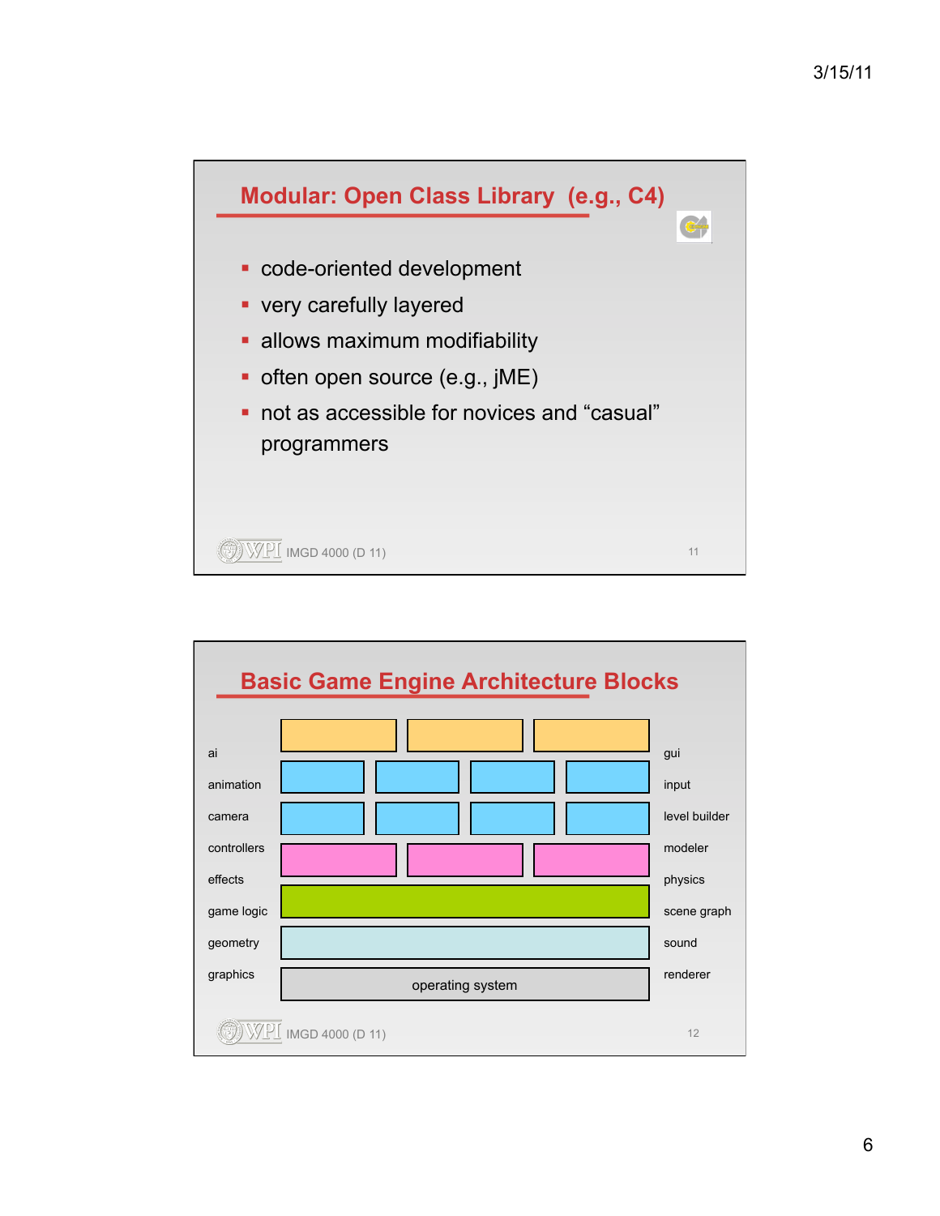## Modular: Open Class Library (e.g., C4)

- code-oriented development
- very carefully layered
- allows maximum modifiability
- often open source (e.g., jME)
- not as accessible for novices and "casual" programmers

## Basic Game Engine Architecture Blocks

ai
animation
camera
controllers
effects
game logic
geometry
graphics

gui
input
level builder
modeler
physics
scene graph
sound
renderer

operating system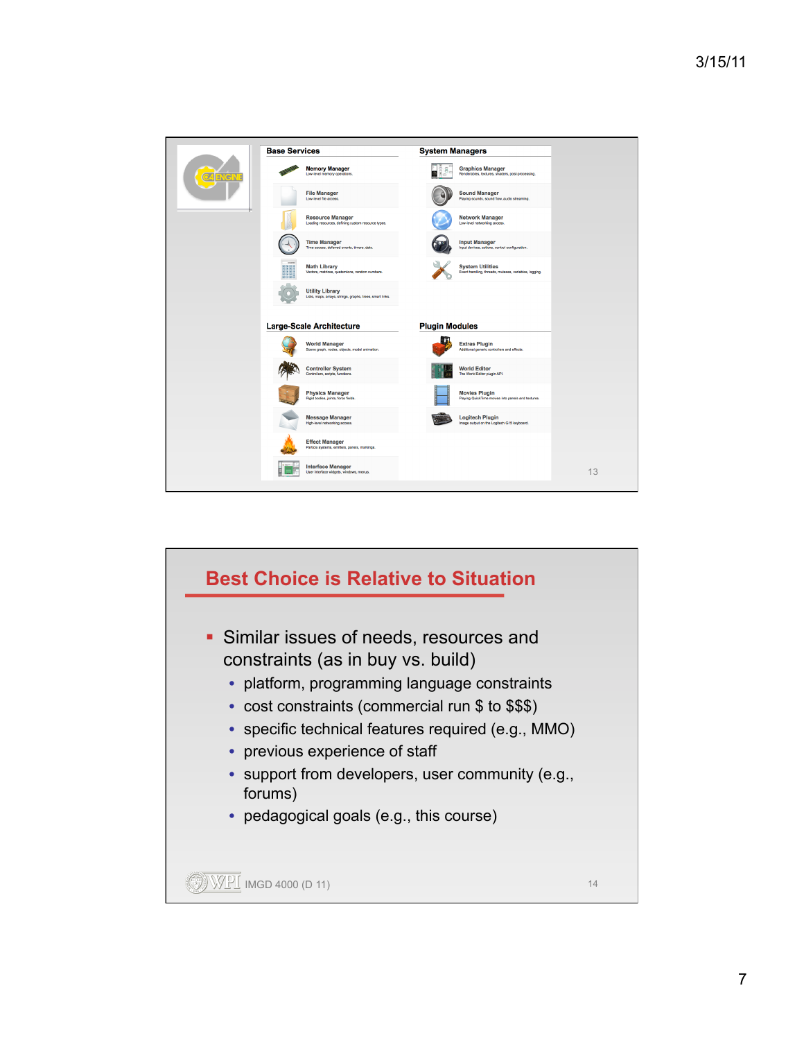## Base Services

- **Memory Manager** — Low-level memory operations.
- **File Manager** — Low-level file access.
- **Resource Manager** — Loading resources, defining custom resource types.
- **Time Manager** — Time access, deferred events, timers, date.
- **Math Library** — Vectors, matrices, quaternions, random numbers.
- **Utility Library** — Lists, maps, arrays, strings, graphs, trees, smart links.

## System Managers

- **Graphics Manager** — Renderables, textures, shaders, post-processing.
- **Sound Manager** — Playing sounds, sound flow, audio streaming.
- **Network Manager** — Low-level networking access.
- **Input Manager** — Input devices, actions, control configuration.
- **System Utilities** — Event handling, threads, mutexes, variables, logging.

## Large-Scale Architecture

- **World Manager** — Scene graph, nodes, objects, model animation.
- **Controller System** — Controllers, scripts, functions.
- **Physics Manager** — Rigid bodies, joints, force fields.
- **Message Manager** — High-level networking access.
- **Effect Manager** — Particle systems, emitters, panels, markings.
- **Interface Manager** — User interface widgets, windows, menus.

## Plugin Modules

- **Extras Plugin** — Additional generic controllers and effects.
- **World Editor** — The World Editor plugin API.
- **Movies Plugin** — Playing QuickTime movies into panels and textures.
- **Logitech Plugin** — Image output on the Logitech G15 keyboard.

# Best Choice is Relative to Situation

- Similar issues of needs, resources and constraints (as in buy vs. build)
  - platform, programming language constraints
  - cost constraints (commercial run $ to $$$)
  - specific technical features required (e.g., MMO)
  - previous experience of staff
  - support from developers, user community (e.g., forums)
  - pedagogical goals (e.g., this course)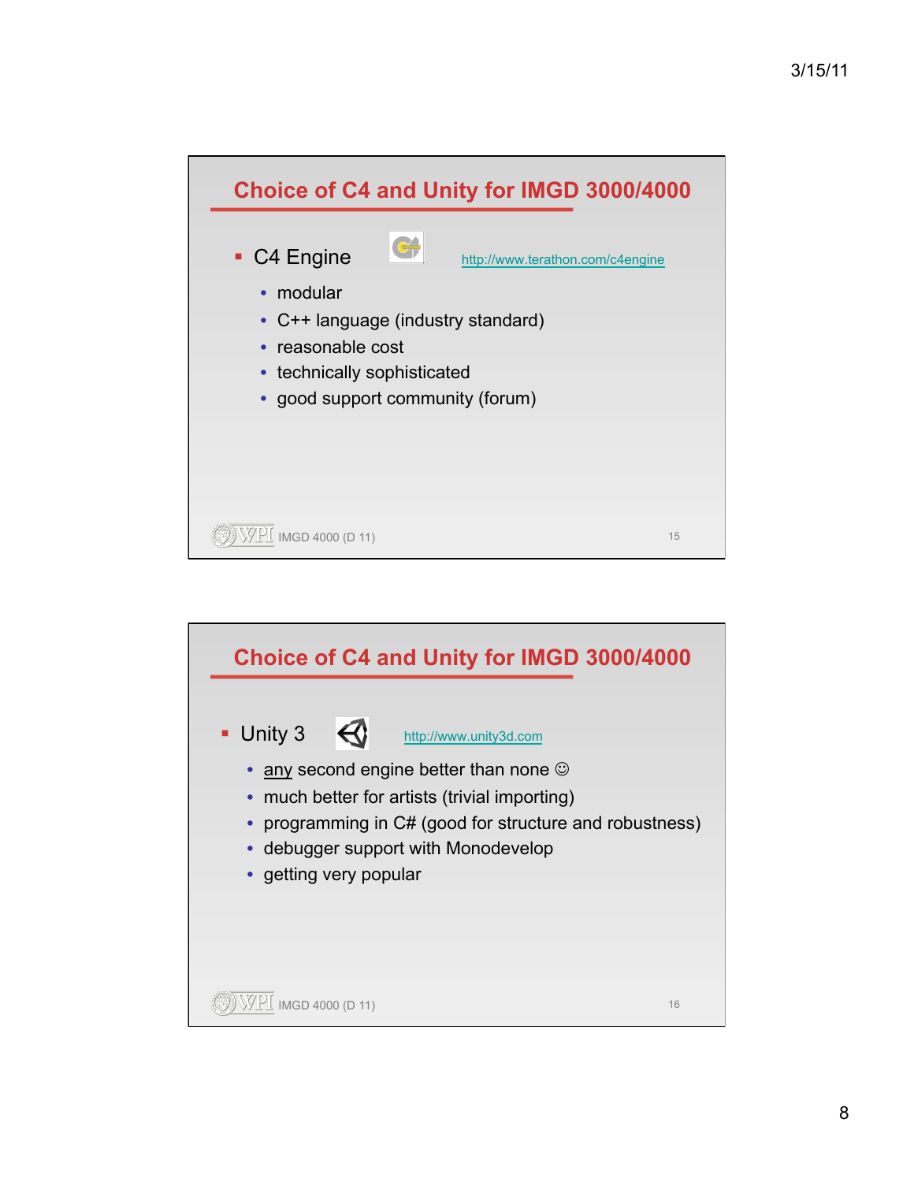## Choice of C4 and Unity for IMGD 3000/4000

- C4 Engine http://www.terathon.com/c4engine
  - modular
  - C++ language (industry standard)
  - reasonable cost
  - technically sophisticated
  - good support community (forum)

## Choice of C4 and Unity for IMGD 3000/4000

- Unity 3 http://www.unity3d.com
  - <u>any</u> second engine better than none ☺
  - much better for artists (trivial importing)
  - programming in C# (good for structure and robustness)
  - debugger support with Monodevelop
  - getting very popular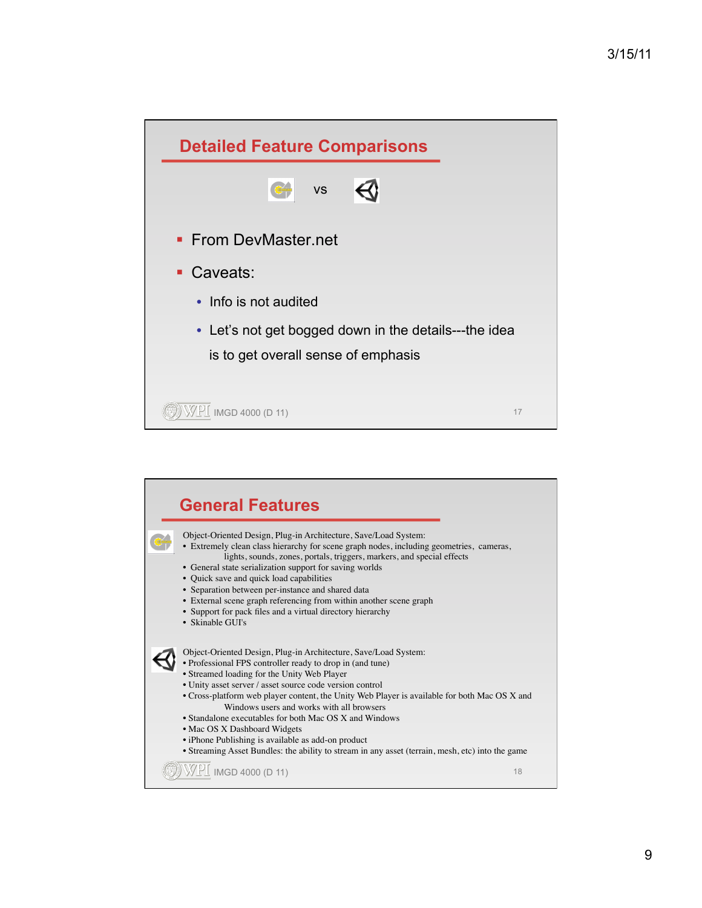## Detailed Feature Comparisons

vs

- From DevMaster.net
- Caveats:
  - Info is not audited
  - Let's not get bogged down in the details---the idea is to get overall sense of emphasis

## General Features

Object-Oriented Design, Plug-in Architecture, Save/Load System:

- Extremely clean class hierarchy for scene graph nodes, including geometries, cameras, lights, sounds, zones, portals, triggers, markers, and special effects
- General state serialization support for saving worlds
- Quick save and quick load capabilities
- Separation between per-instance and shared data
- External scene graph referencing from within another scene graph
- Support for pack files and a virtual directory hierarchy
- Skinable GUI's

Object-Oriented Design, Plug-in Architecture, Save/Load System:

- Professional FPS controller ready to drop in (and tune)
- Streamed loading for the Unity Web Player
- Unity asset server / asset source code version control
- Cross-platform web player content, the Unity Web Player is available for both Mac OS X and Windows users and works with all browsers
- Standalone executables for both Mac OS X and Windows
- Mac OS X Dashboard Widgets
- iPhone Publishing is available as add-on product
- Streaming Asset Bundles: the ability to stream in any asset (terrain, mesh, etc) into the game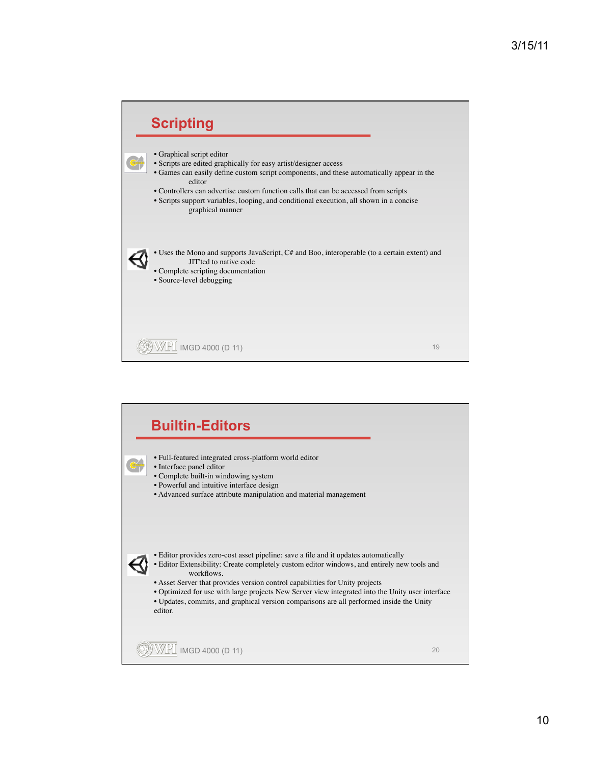## Scripting

- Graphical script editor
- Scripts are edited graphically for easy artist/designer access
- Games can easily define custom script components, and these automatically appear in the editor
- Controllers can advertise custom function calls that can be accessed from scripts
- Scripts support variables, looping, and conditional execution, all shown in a concise graphical manner

- Uses the Mono and supports JavaScript, C# and Boo, interoperable (to a certain extent) and JIT'ted to native code
- Complete scripting documentation
- Source-level debugging

## Builtin-Editors

- Full-featured integrated cross-platform world editor
- Interface panel editor
- Complete built-in windowing system
- Powerful and intuitive interface design
- Advanced surface attribute manipulation and material management

- Editor provides zero-cost asset pipeline: save a file and it updates automatically
- Editor Extensibility: Create completely custom editor windows, and entirely new tools and workflows.
- Asset Server that provides version control capabilities for Unity projects
- Optimized for use with large projects New Server view integrated into the Unity user interface
- Updates, commits, and graphical version comparisons are all performed inside the Unity editor.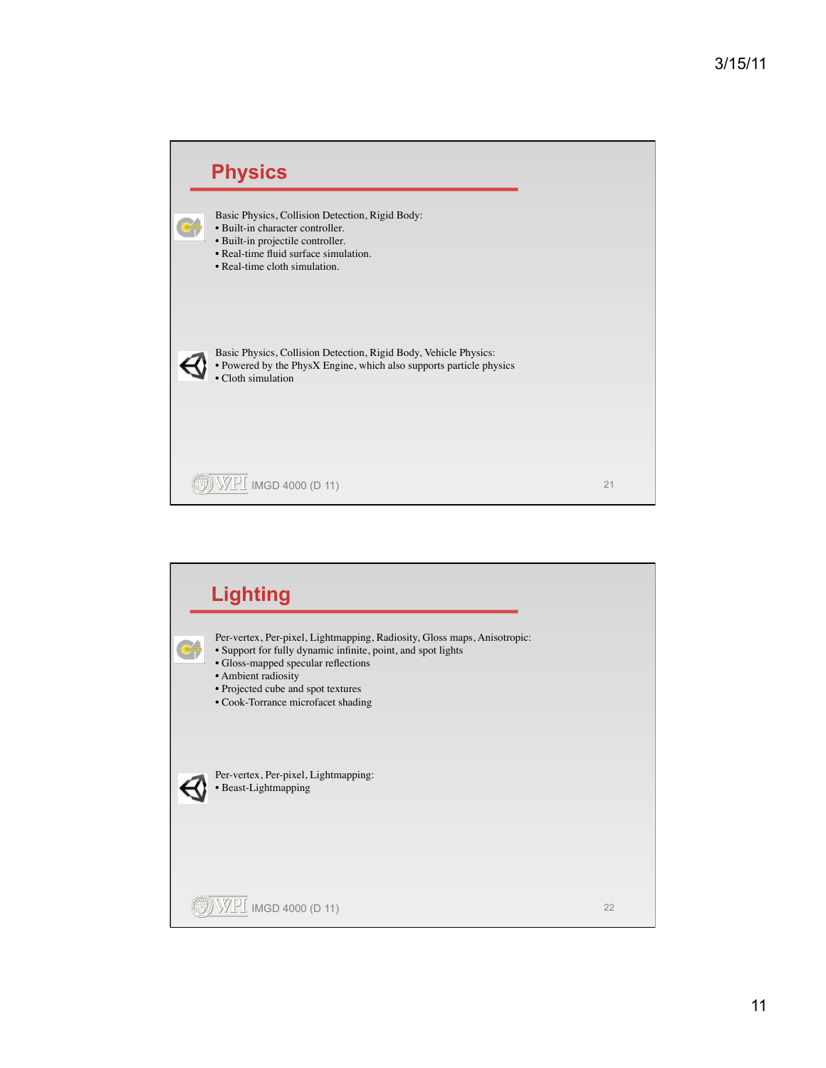## Physics

Basic Physics, Collision Detection, Rigid Body:
- Built-in character controller.
- Built-in projectile controller.
- Real-time fluid surface simulation.
- Real-time cloth simulation.

Basic Physics, Collision Detection, Rigid Body, Vehicle Physics:
- Powered by the PhysX Engine, which also supports particle physics
- Cloth simulation

## Lighting

Per-vertex, Per-pixel, Lightmapping, Radiosity, Gloss maps, Anisotropic:
- Support for fully dynamic infinite, point, and spot lights
- Gloss-mapped specular reflections
- Ambient radiosity
- Projected cube and spot textures
- Cook-Torrance microfacet shading

Per-vertex, Per-pixel, Lightmapping:
- Beast-Lightmapping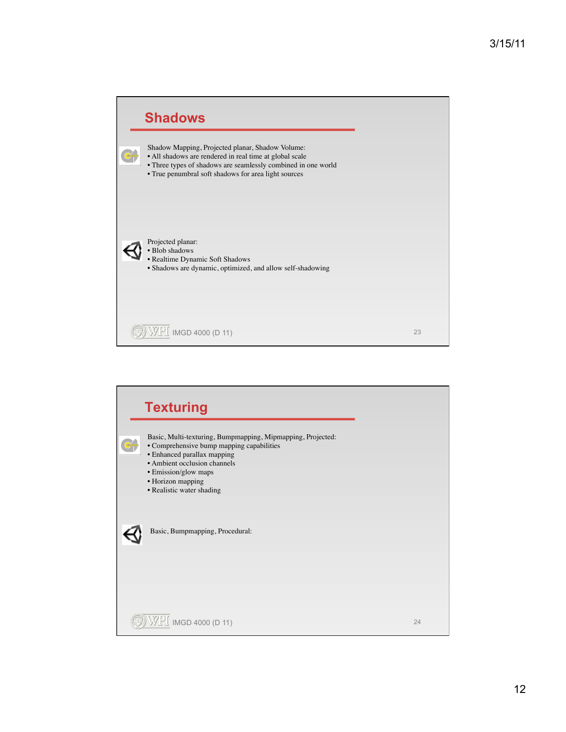## Shadows

Shadow Mapping, Projected planar, Shadow Volume:

- All shadows are rendered in real time at global scale
- Three types of shadows are seamlessly combined in one world
- True penumbral soft shadows for area light sources

Projected planar:

- Blob shadows
- Realtime Dynamic Soft Shadows
- Shadows are dynamic, optimized, and allow self-shadowing

IMGD 4000 (D 11)

## Texturing

Basic, Multi-texturing, Bumpmapping, Mipmapping, Projected:

- Comprehensive bump mapping capabilities
- Enhanced parallax mapping
- Ambient occlusion channels
- Emission/glow maps
- Horizon mapping
- Realistic water shading

Basic, Bumpmapping, Procedural:

IMGD 4000 (D 11)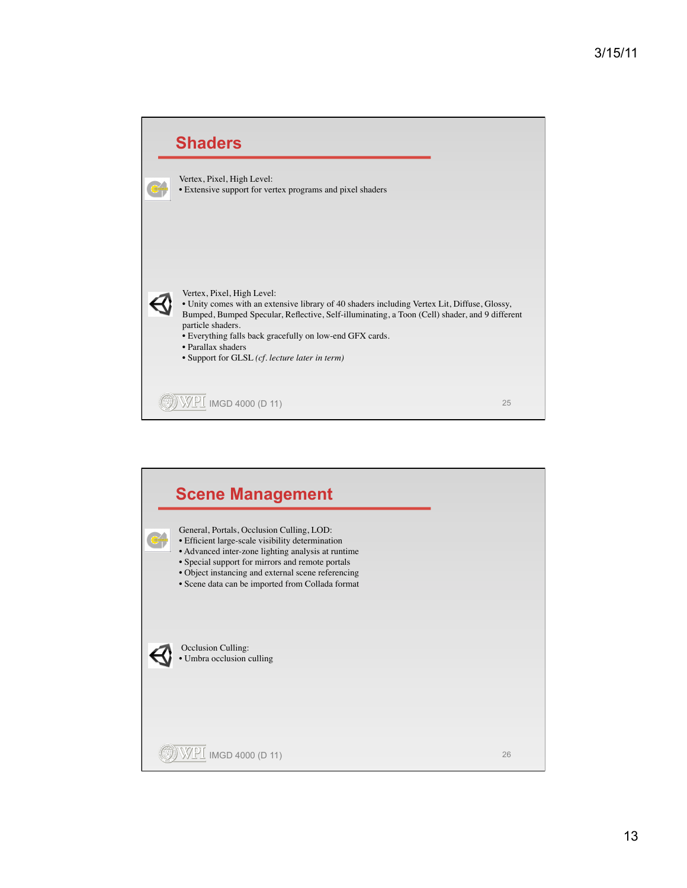## Shaders

Vertex, Pixel, High Level:
- Extensive support for vertex programs and pixel shaders

Vertex, Pixel, High Level:
- Unity comes with an extensive library of 40 shaders including Vertex Lit, Diffuse, Glossy, Bumped, Bumped Specular, Reflective, Self-illuminating, a Toon (Cell) shader, and 9 different particle shaders.
- Everything falls back gracefully on low-end GFX cards.
- Parallax shaders
- Support for GLSL *(cf. lecture later in term)*

IMGD 4000 (D 11)

## Scene Management

General, Portals, Occlusion Culling, LOD:
- Efficient large-scale visibility determination
- Advanced inter-zone lighting analysis at runtime
- Special support for mirrors and remote portals
- Object instancing and external scene referencing
- Scene data can be imported from Collada format

Occlusion Culling:
- Umbra occlusion culling

IMGD 4000 (D 11)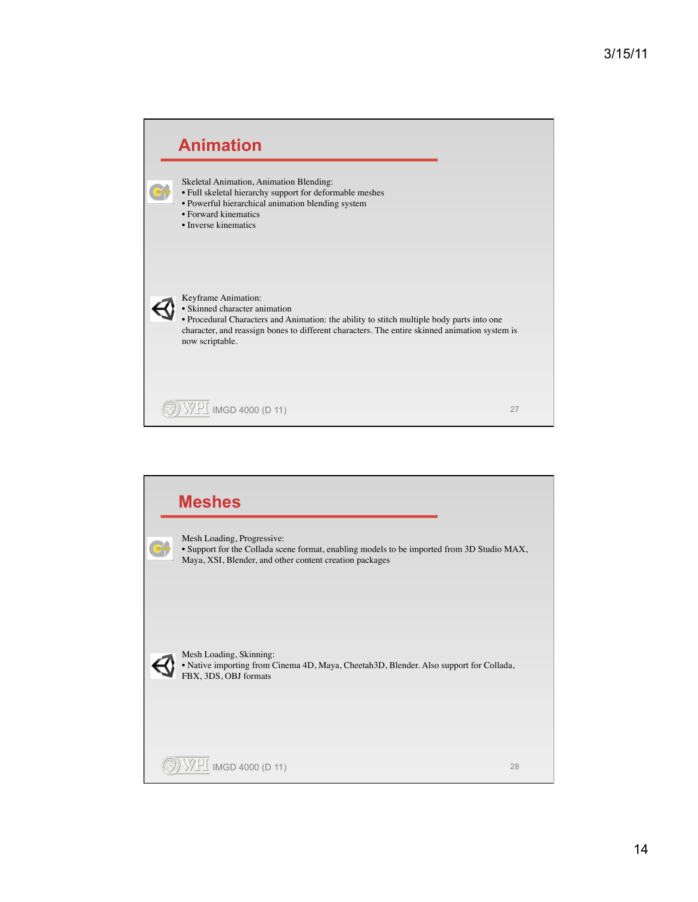## Animation

Skeletal Animation, Animation Blending:

- Full skeletal hierarchy support for deformable meshes
- Powerful hierarchical animation blending system
- Forward kinematics
- Inverse kinematics

Keyframe Animation:

- Skinned character animation
- Procedural Characters and Animation: the ability to stitch multiple body parts into one character, and reassign bones to different characters. The entire skinned animation system is now scriptable.

## Meshes

Mesh Loading, Progressive:

- Support for the Collada scene format, enabling models to be imported from 3D Studio MAX, Maya, XSI, Blender, and other content creation packages

Mesh Loading, Skinning:

- Native importing from Cinema 4D, Maya, Cheetah3D, Blender. Also support for Collada, FBX, 3DS, OBJ formats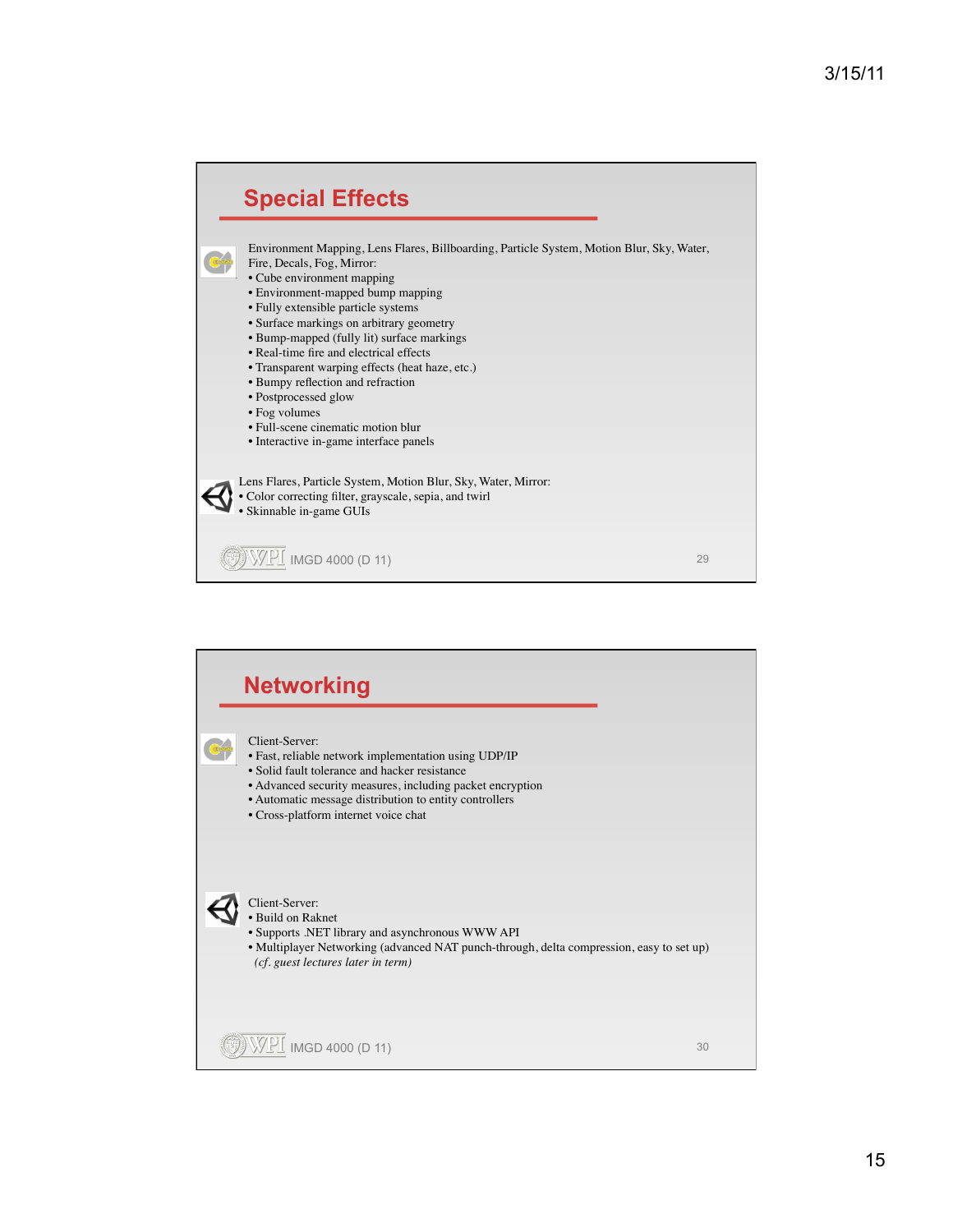## Special Effects

Environment Mapping, Lens Flares, Billboarding, Particle System, Motion Blur, Sky, Water, Fire, Decals, Fog, Mirror:

- Cube environment mapping
- Environment-mapped bump mapping
- Fully extensible particle systems
- Surface markings on arbitrary geometry
- Bump-mapped (fully lit) surface markings
- Real-time fire and electrical effects
- Transparent warping effects (heat haze, etc.)
- Bumpy reflection and refraction
- Postprocessed glow
- Fog volumes
- Full-scene cinematic motion blur
- Interactive in-game interface panels

Lens Flares, Particle System, Motion Blur, Sky, Water, Mirror:

- Color correcting filter, grayscale, sepia, and twirl
- Skinnable in-game GUIs

## Networking

Client-Server:

- Fast, reliable network implementation using UDP/IP
- Solid fault tolerance and hacker resistance
- Advanced security measures, including packet encryption
- Automatic message distribution to entity controllers
- Cross-platform internet voice chat

Client-Server:

- Build on Raknet
- Supports .NET library and asynchronous WWW API
- Multiplayer Networking (advanced NAT punch-through, delta compression, easy to set up)

*(cf. guest lectures later in term)*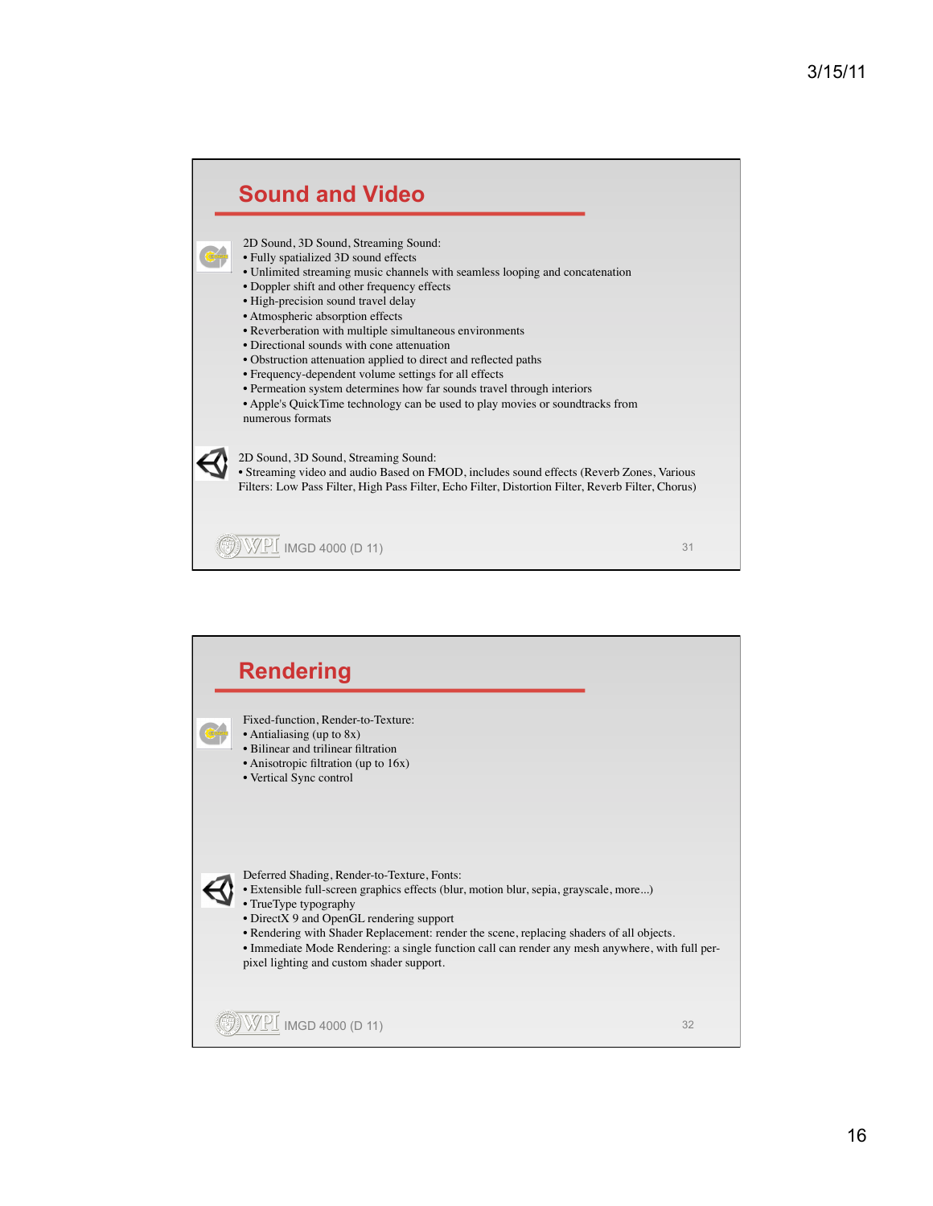## Sound and Video

2D Sound, 3D Sound, Streaming Sound:

- Fully spatialized 3D sound effects
- Unlimited streaming music channels with seamless looping and concatenation
- Doppler shift and other frequency effects
- High-precision sound travel delay
- Atmospheric absorption effects
- Reverberation with multiple simultaneous environments
- Directional sounds with cone attenuation
- Obstruction attenuation applied to direct and reflected paths
- Frequency-dependent volume settings for all effects
- Permeation system determines how far sounds travel through interiors
- Apple's QuickTime technology can be used to play movies or soundtracks from numerous formats

2D Sound, 3D Sound, Streaming Sound:

- Streaming video and audio Based on FMOD, includes sound effects (Reverb Zones, Various Filters: Low Pass Filter, High Pass Filter, Echo Filter, Distortion Filter, Reverb Filter, Chorus)

IMGD 4000 (D 11) 31

## Rendering

Fixed-function, Render-to-Texture:

- Antialiasing (up to 8x)
- Bilinear and trilinear filtration
- Anisotropic filtration (up to 16x)
- Vertical Sync control

Deferred Shading, Render-to-Texture, Fonts:

- Extensible full-screen graphics effects (blur, motion blur, sepia, grayscale, more...)
- TrueType typography
- DirectX 9 and OpenGL rendering support
- Rendering with Shader Replacement: render the scene, replacing shaders of all objects.
- Immediate Mode Rendering: a single function call can render any mesh anywhere, with full per-pixel lighting and custom shader support.

IMGD 4000 (D 11) 32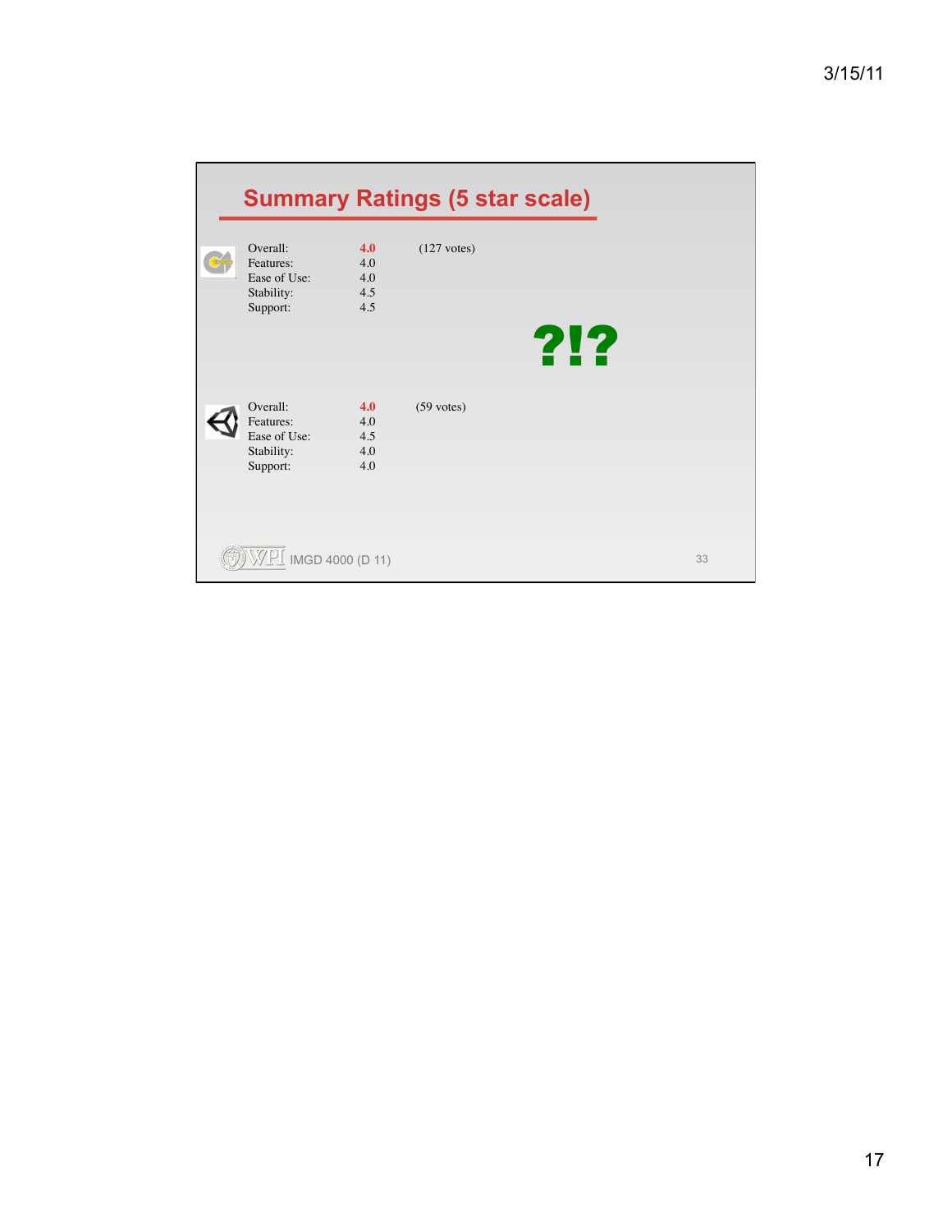## Summary Ratings (5 star scale)

| | | |
|---|---|---|
| Overall: | 4.0 | (127 votes) |
| Features: | 4.0 | |
| Ease of Use: | 4.0 | |
| Stability: | 4.5 | |
| Support: | 4.5 | |

?!?

| | | |
|---|---|---|
| Overall: | 4.0 | (59 votes) |
| Features: | 4.0 | |
| Ease of Use: | 4.5 | |
| Stability: | 4.0 | |
| Support: | 4.0 | |